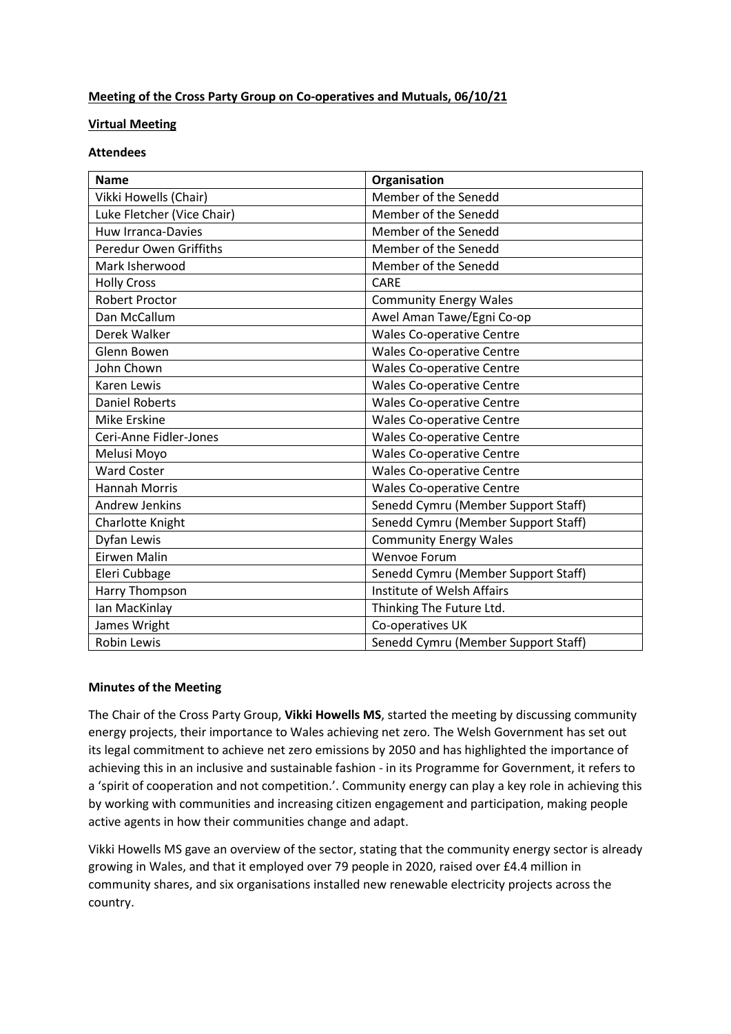**Meeting of the Cross Party Group on Co-operatives and Mutuals, 06/10/21**

**Virtual Meeting**

**Attendees**

| **Name** | **Organisation** |
|---|---|
| Vikki Howells (Chair) | Member of the Senedd |
| Luke Fletcher (Vice Chair) | Member of the Senedd |
| Huw Irranca-Davies | Member of the Senedd |
| Peredur Owen Griffiths | Member of the Senedd |
| Mark Isherwood | Member of the Senedd |
| Holly Cross | CARE |
| Robert Proctor | Community Energy Wales |
| Dan McCallum | Awel Aman Tawe/Egni Co-op |
| Derek Walker | Wales Co-operative Centre |
| Glenn Bowen | Wales Co-operative Centre |
| John Chown | Wales Co-operative Centre |
| Karen Lewis | Wales Co-operative Centre |
| Daniel Roberts | Wales Co-operative Centre |
| Mike Erskine | Wales Co-operative Centre |
| Ceri-Anne Fidler-Jones | Wales Co-operative Centre |
| Melusi Moyo | Wales Co-operative Centre |
| Ward Coster | Wales Co-operative Centre |
| Hannah Morris | Wales Co-operative Centre |
| Andrew Jenkins | Senedd Cymru (Member Support Staff) |
| Charlotte Knight | Senedd Cymru (Member Support Staff) |
| Dyfan Lewis | Community Energy Wales |
| Eirwen Malin | Wenvoe Forum |
| Eleri Cubbage | Senedd Cymru (Member Support Staff) |
| Harry Thompson | Institute of Welsh Affairs |
| Ian MacKinlay | Thinking The Future Ltd. |
| James Wright | Co-operatives UK |
| Robin Lewis | Senedd Cymru (Member Support Staff) |

**Minutes of the Meeting**

The Chair of the Cross Party Group, **Vikki Howells MS**, started the meeting by discussing community energy projects, their importance to Wales achieving net zero. The Welsh Government has set out its legal commitment to achieve net zero emissions by 2050 and has highlighted the importance of achieving this in an inclusive and sustainable fashion - in its Programme for Government, it refers to a 'spirit of cooperation and not competition.'. Community energy can play a key role in achieving this by working with communities and increasing citizen engagement and participation, making people active agents in how their communities change and adapt.

Vikki Howells MS gave an overview of the sector, stating that the community energy sector is already growing in Wales, and that it employed over 79 people in 2020, raised over £4.4 million in community shares, and six organisations installed new renewable electricity projects across the country.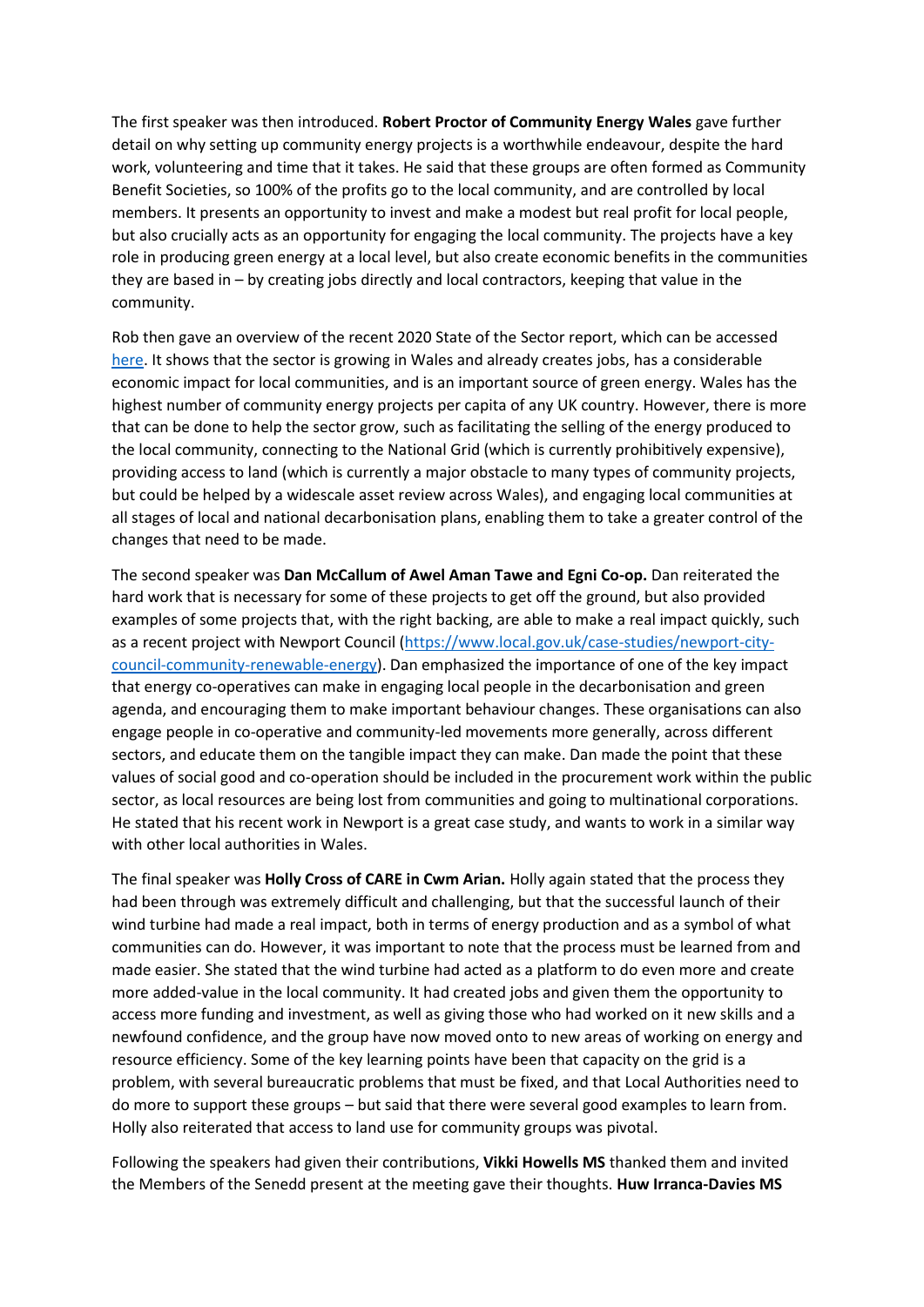The first speaker was then introduced. **Robert Proctor of Community Energy Wales** gave further detail on why setting up community energy projects is a worthwhile endeavour, despite the hard work, volunteering and time that it takes. He said that these groups are often formed as Community Benefit Societies, so 100% of the profits go to the local community, and are controlled by local members. It presents an opportunity to invest and make a modest but real profit for local people, but also crucially acts as an opportunity for engaging the local community. The projects have a key role in producing green energy at a local level, but also create economic benefits in the communities they are based in – by creating jobs directly and local contractors, keeping that value in the community.

Rob then gave an overview of the recent 2020 State of the Sector report, which can be accessed [here](). It shows that the sector is growing in Wales and already creates jobs, has a considerable economic impact for local communities, and is an important source of green energy. Wales has the highest number of community energy projects per capita of any UK country. However, there is more that can be done to help the sector grow, such as facilitating the selling of the energy produced to the local community, connecting to the National Grid (which is currently prohibitively expensive), providing access to land (which is currently a major obstacle to many types of community projects, but could be helped by a widescale asset review across Wales), and engaging local communities at all stages of local and national decarbonisation plans, enabling them to take a greater control of the changes that need to be made.

The second speaker was **Dan McCallum of Awel Aman Tawe and Egni Co-op.** Dan reiterated the hard work that is necessary for some of these projects to get off the ground, but also provided examples of some projects that, with the right backing, are able to make a real impact quickly, such as a recent project with Newport Council (https://www.local.gov.uk/case-studies/newport-city-council-community-renewable-energy). Dan emphasized the importance of one of the key impact that energy co-operatives can make in engaging local people in the decarbonisation and green agenda, and encouraging them to make important behaviour changes. These organisations can also engage people in co-operative and community-led movements more generally, across different sectors, and educate them on the tangible impact they can make. Dan made the point that these values of social good and co-operation should be included in the procurement work within the public sector, as local resources are being lost from communities and going to multinational corporations. He stated that his recent work in Newport is a great case study, and wants to work in a similar way with other local authorities in Wales.

The final speaker was **Holly Cross of CARE in Cwm Arian.** Holly again stated that the process they had been through was extremely difficult and challenging, but that the successful launch of their wind turbine had made a real impact, both in terms of energy production and as a symbol of what communities can do. However, it was important to note that the process must be learned from and made easier. She stated that the wind turbine had acted as a platform to do even more and create more added-value in the local community. It had created jobs and given them the opportunity to access more funding and investment, as well as giving those who had worked on it new skills and a newfound confidence, and the group have now moved onto to new areas of working on energy and resource efficiency. Some of the key learning points have been that capacity on the grid is a problem, with several bureaucratic problems that must be fixed, and that Local Authorities need to do more to support these groups – but said that there were several good examples to learn from. Holly also reiterated that access to land use for community groups was pivotal.

Following the speakers had given their contributions, **Vikki Howells MS** thanked them and invited the Members of the Senedd present at the meeting gave their thoughts. **Huw Irranca-Davies MS**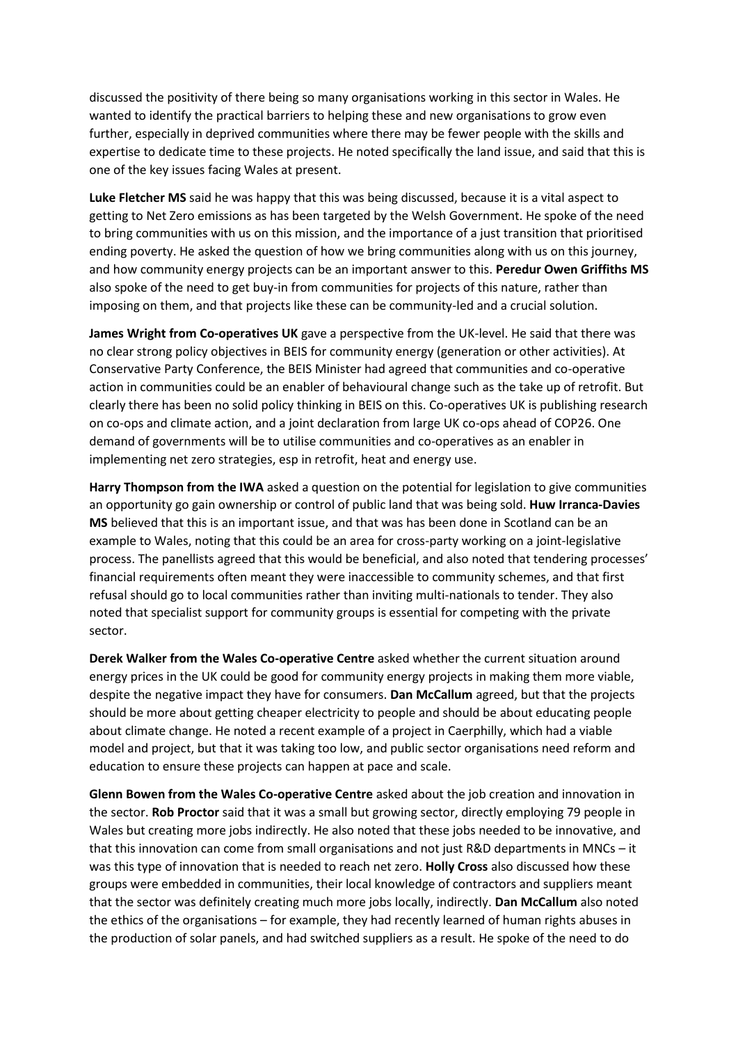discussed the positivity of there being so many organisations working in this sector in Wales. He wanted to identify the practical barriers to helping these and new organisations to grow even further, especially in deprived communities where there may be fewer people with the skills and expertise to dedicate time to these projects. He noted specifically the land issue, and said that this is one of the key issues facing Wales at present.

**Luke Fletcher MS** said he was happy that this was being discussed, because it is a vital aspect to getting to Net Zero emissions as has been targeted by the Welsh Government. He spoke of the need to bring communities with us on this mission, and the importance of a just transition that prioritised ending poverty. He asked the question of how we bring communities along with us on this journey, and how community energy projects can be an important answer to this. **Peredur Owen Griffiths MS** also spoke of the need to get buy-in from communities for projects of this nature, rather than imposing on them, and that projects like these can be community-led and a crucial solution.

**James Wright from Co-operatives UK** gave a perspective from the UK-level. He said that there was no clear strong policy objectives in BEIS for community energy (generation or other activities). At Conservative Party Conference, the BEIS Minister had agreed that communities and co-operative action in communities could be an enabler of behavioural change such as the take up of retrofit. But clearly there has been no solid policy thinking in BEIS on this. Co-operatives UK is publishing research on co-ops and climate action, and a joint declaration from large UK co-ops ahead of COP26. One demand of governments will be to utilise communities and co-operatives as an enabler in implementing net zero strategies, esp in retrofit, heat and energy use.

**Harry Thompson from the IWA** asked a question on the potential for legislation to give communities an opportunity go gain ownership or control of public land that was being sold. **Huw Irranca-Davies MS** believed that this is an important issue, and that was has been done in Scotland can be an example to Wales, noting that this could be an area for cross-party working on a joint-legislative process. The panellists agreed that this would be beneficial, and also noted that tendering processes' financial requirements often meant they were inaccessible to community schemes, and that first refusal should go to local communities rather than inviting multi-nationals to tender. They also noted that specialist support for community groups is essential for competing with the private sector.

**Derek Walker from the Wales Co-operative Centre** asked whether the current situation around energy prices in the UK could be good for community energy projects in making them more viable, despite the negative impact they have for consumers. **Dan McCallum** agreed, but that the projects should be more about getting cheaper electricity to people and should be about educating people about climate change. He noted a recent example of a project in Caerphilly, which had a viable model and project, but that it was taking too low, and public sector organisations need reform and education to ensure these projects can happen at pace and scale.

**Glenn Bowen from the Wales Co-operative Centre** asked about the job creation and innovation in the sector. **Rob Proctor** said that it was a small but growing sector, directly employing 79 people in Wales but creating more jobs indirectly. He also noted that these jobs needed to be innovative, and that this innovation can come from small organisations and not just R&D departments in MNCs – it was this type of innovation that is needed to reach net zero. **Holly Cross** also discussed how these groups were embedded in communities, their local knowledge of contractors and suppliers meant that the sector was definitely creating much more jobs locally, indirectly. **Dan McCallum** also noted the ethics of the organisations – for example, they had recently learned of human rights abuses in the production of solar panels, and had switched suppliers as a result. He spoke of the need to do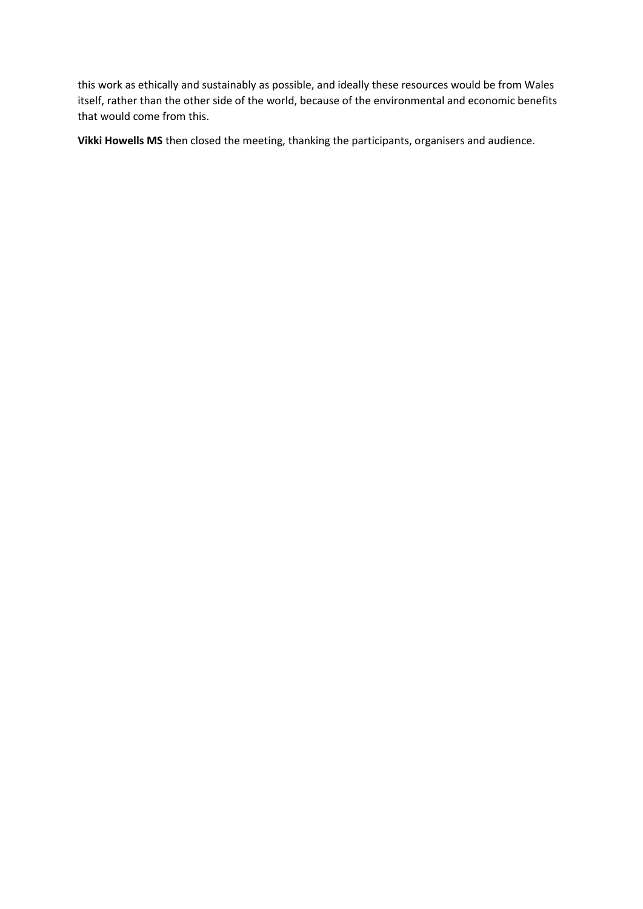this work as ethically and sustainably as possible, and ideally these resources would be from Wales itself, rather than the other side of the world, because of the environmental and economic benefits that would come from this.

**Vikki Howells MS** then closed the meeting, thanking the participants, organisers and audience.